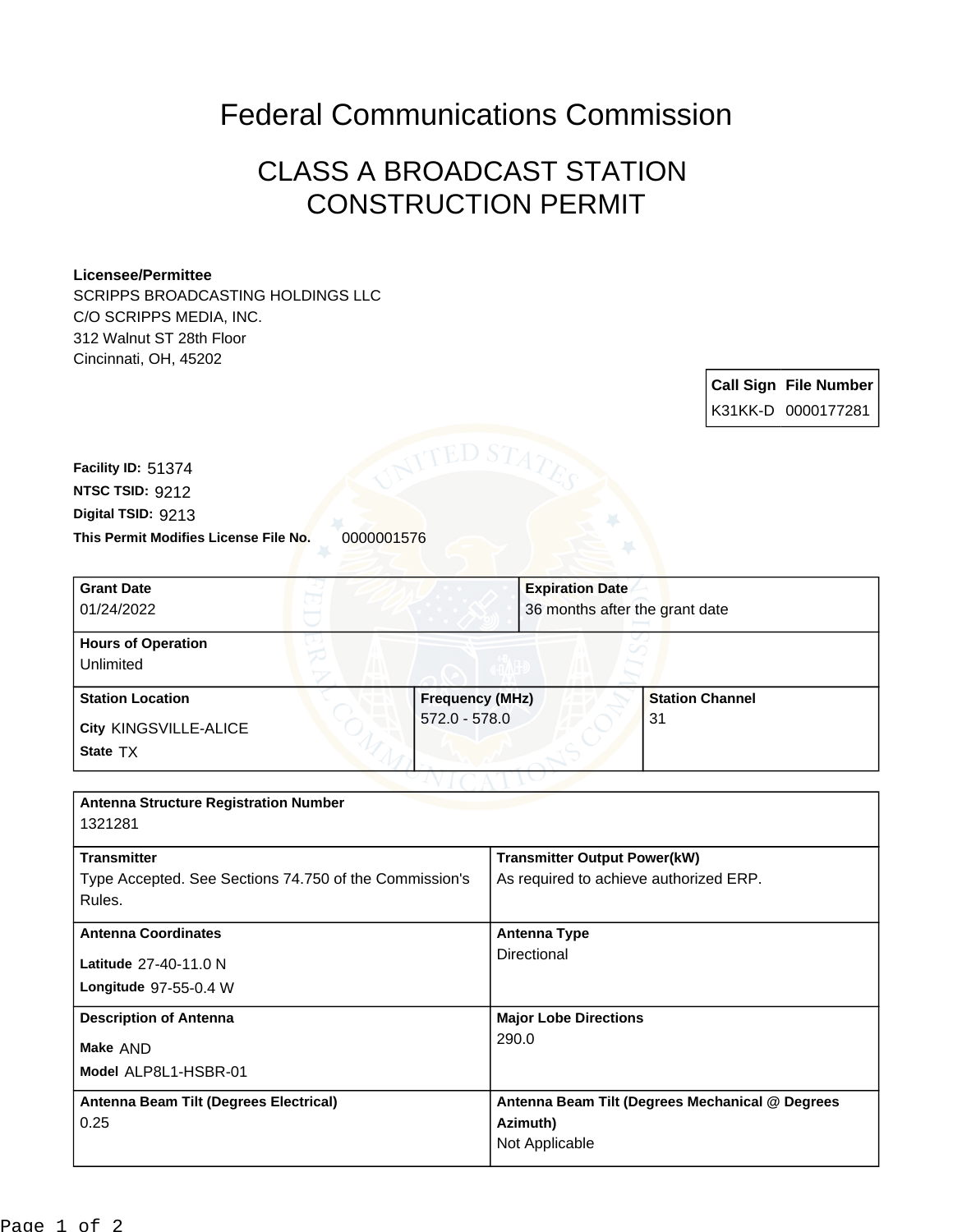# Federal Communications Commission

## CLASS A BROADCAST STATION CONSTRUCTION PERMIT

**Licensee/Permittee**
SCRIPPS BROADCASTING HOLDINGS LLC
C/O SCRIPPS MEDIA, INC.
312 Walnut ST 28th Floor
Cincinnati, OH, 45202

| Call Sign | File Number |
|---|---|
| K31KK-D | 0000177281 |

**Facility ID:** 51374
**NTSC TSID:** 9212
**Digital TSID:** 9213
**This Permit Modifies License File No.** 0000001576

| Grant Date | Expiration Date |
|---|---|
| 01/24/2022 | 36 months after the grant date |

**Hours of Operation**
Unlimited

| Station Location | Frequency (MHz) | Station Channel |
|---|---|---|
| City KINGSVILLE-ALICE<br>State TX | 572.0 - 578.0 | 31 |

**Antenna Structure Registration Number**
1321281

| Transmitter | Transmitter Output Power(kW) |
|---|---|
| Type Accepted. See Sections 74.750 of the Commission's Rules. | As required to achieve authorized ERP. |

| Antenna Coordinates | Antenna Type |
|---|---|
| Latitude 27-40-11.0 N<br>Longitude 97-55-0.4 W | Directional |

| Description of Antenna | Major Lobe Directions |
|---|---|
| Make AND<br>Model ALP8L1-HSBR-01 | 290.0 |

| Antenna Beam Tilt (Degrees Electrical) | Antenna Beam Tilt (Degrees Mechanical @ Degrees Azimuth) |
|---|---|
| 0.25 | Not Applicable |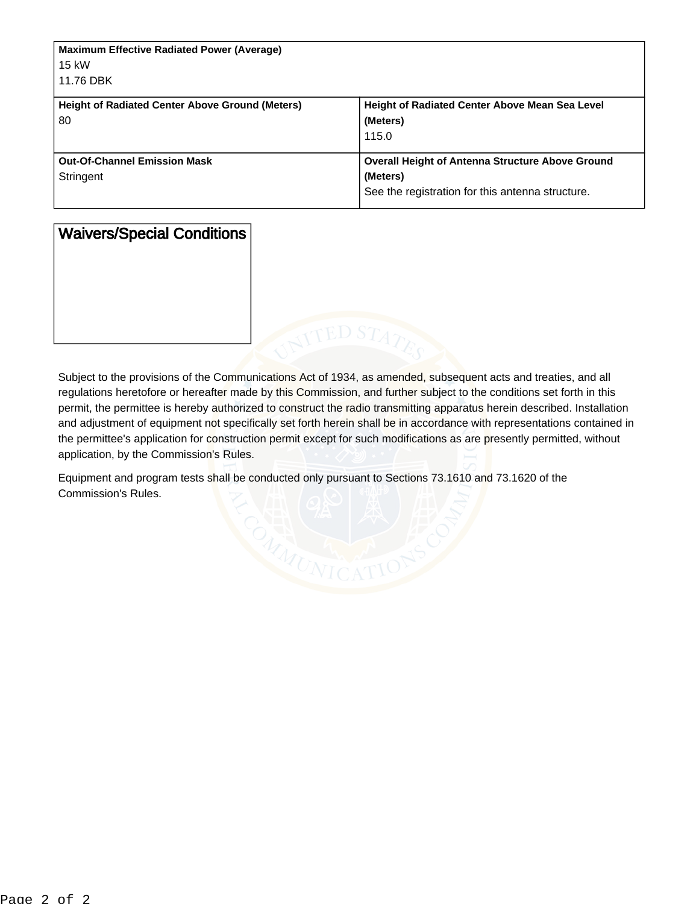| | |
|---|---|
| **Maximum Effective Radiated Power (Average)**<br>15 kW<br>11.76 DBK | |
| **Height of Radiated Center Above Ground (Meters)**<br>80 | **Height of Radiated Center Above Mean Sea Level (Meters)**<br>115.0 |
| **Out-Of-Channel Emission Mask**<br>Stringent | **Overall Height of Antenna Structure Above Ground (Meters)**<br>See the registration for this antenna structure. |

## Waivers/Special Conditions

Subject to the provisions of the Communications Act of 1934, as amended, subsequent acts and treaties, and all regulations heretofore or hereafter made by this Commission, and further subject to the conditions set forth in this permit, the permittee is hereby authorized to construct the radio transmitting apparatus herein described. Installation and adjustment of equipment not specifically set forth herein shall be in accordance with representations contained in the permittee's application for construction permit except for such modifications as are presently permitted, without application, by the Commission's Rules.

Equipment and program tests shall be conducted only pursuant to Sections 73.1610 and 73.1620 of the Commission's Rules.